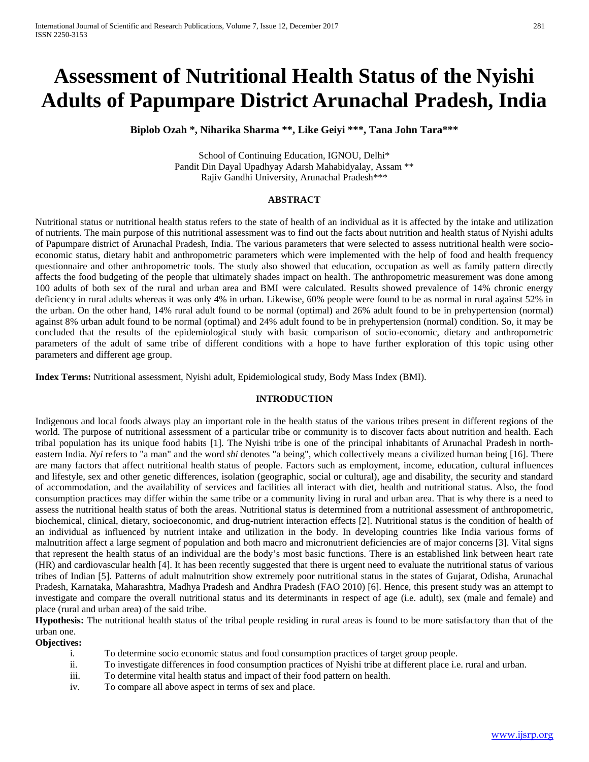# Assessment of Nutritional Health Status of the Nyishi Adults of Papumpare District Arunachal Pradesh, India

**Biplob Ozah *, Niharika Sharma **, Like Geiyi ***, Tana John Tara*****

School of Continuing Education, IGNOU, Delhi*
Pandit Din Dayal Upadhyay Adarsh Mahabidyalay, Assam **
Rajiv Gandhi University, Arunachal Pradesh***

## ABSTRACT

Nutritional status or nutritional health status refers to the state of health of an individual as it is affected by the intake and utilization of nutrients. The main purpose of this nutritional assessment was to find out the facts about nutrition and health status of Nyishi adults of Papumpare district of Arunachal Pradesh, India. The various parameters that were selected to assess nutritional health were socio-economic status, dietary habit and anthropometric parameters which were implemented with the help of food and health frequency questionnaire and other anthropometric tools. The study also showed that education, occupation as well as family pattern directly affects the food budgeting of the people that ultimately shades impact on health. The anthropometric measurement was done among 100 adults of both sex of the rural and urban area and BMI were calculated. Results showed prevalence of 14% chronic energy deficiency in rural adults whereas it was only 4% in urban. Likewise, 60% people were found to be as normal in rural against 52% in the urban. On the other hand, 14% rural adult found to be normal (optimal) and 26% adult found to be in prehypertension (normal) against 8% urban adult found to be normal (optimal) and 24% adult found to be in prehypertension (normal) condition. So, it may be concluded that the results of the epidemiological study with basic comparison of socio-economic, dietary and anthropometric parameters of the adult of same tribe of different conditions with a hope to have further exploration of this topic using other parameters and different age group.

**Index Terms:** Nutritional assessment, Nyishi adult, Epidemiological study, Body Mass Index (BMI).

## INTRODUCTION

Indigenous and local foods always play an important role in the health status of the various tribes present in different regions of the world. The purpose of nutritional assessment of a particular tribe or community is to discover facts about nutrition and health. Each tribal population has its unique food habits [1]. The Nyishi tribe is one of the principal inhabitants of Arunachal Pradesh in north-eastern India. *Nyi* refers to "a man" and the word *shi* denotes "a being", which collectively means a civilized human being [16]. There are many factors that affect nutritional health status of people. Factors such as employment, income, education, cultural influences and lifestyle, sex and other genetic differences, isolation (geographic, social or cultural), age and disability, the security and standard of accommodation, and the availability of services and facilities all interact with diet, health and nutritional status. Also, the food consumption practices may differ within the same tribe or a community living in rural and urban area. That is why there is a need to assess the nutritional health status of both the areas. Nutritional status is determined from a nutritional assessment of anthropometric, biochemical, clinical, dietary, socioeconomic, and drug-nutrient interaction effects [2]. Nutritional status is the condition of health of an individual as influenced by nutrient intake and utilization in the body. In developing countries like India various forms of malnutrition affect a large segment of population and both macro and micronutrient deficiencies are of major concerns [3]. Vital signs that represent the health status of an individual are the body's most basic functions. There is an established link between heart rate (HR) and cardiovascular health [4]. It has been recently suggested that there is urgent need to evaluate the nutritional status of various tribes of Indian [5]. Patterns of adult malnutrition show extremely poor nutritional status in the states of Gujarat, Odisha, Arunachal Pradesh, Karnataka, Maharashtra, Madhya Pradesh and Andhra Pradesh (FAO 2010) [6]. Hence, this present study was an attempt to investigate and compare the overall nutritional status and its determinants in respect of age (i.e. adult), sex (male and female) and place (rural and urban area) of the said tribe.

**Hypothesis:** The nutritional health status of the tribal people residing in rural areas is found to be more satisfactory than that of the urban one.

**Objectives:**

i. To determine socio economic status and food consumption practices of target group people.
ii. To investigate differences in food consumption practices of Nyishi tribe at different place i.e. rural and urban.
iii. To determine vital health status and impact of their food pattern on health.
iv. To compare all above aspect in terms of sex and place.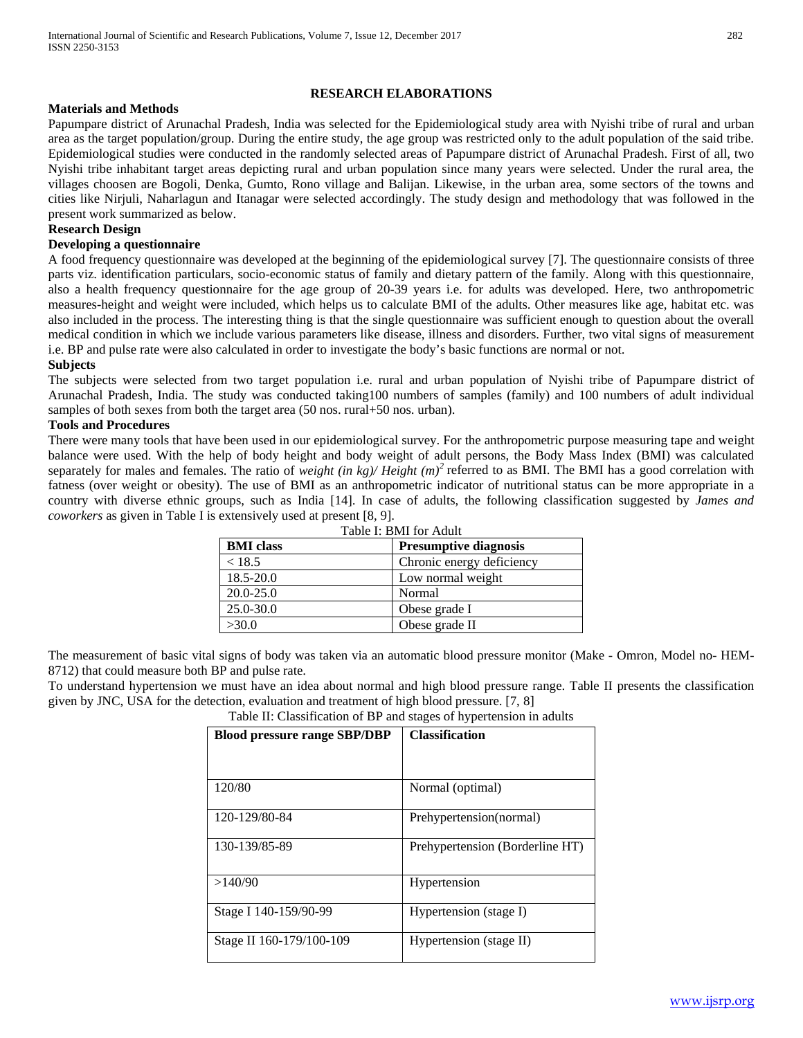## RESEARCH ELABORATIONS

### Materials and Methods

Papumpare district of Arunachal Pradesh, India was selected for the Epidemiological study area with Nyishi tribe of rural and urban area as the target population/group. During the entire study, the age group was restricted only to the adult population of the said tribe. Epidemiological studies were conducted in the randomly selected areas of Papumpare district of Arunachal Pradesh. First of all, two Nyishi tribe inhabitant target areas depicting rural and urban population since many years were selected. Under the rural area, the villages choosen are Bogoli, Denka, Gumto, Rono village and Balijan. Likewise, in the urban area, some sectors of the towns and cities like Nirjuli, Naharlagun and Itanagar were selected accordingly. The study design and methodology that was followed in the present work summarized as below.

### Research Design

### Developing a questionnaire

A food frequency questionnaire was developed at the beginning of the epidemiological survey [7]. The questionnaire consists of three parts viz. identification particulars, socio-economic status of family and dietary pattern of the family. Along with this questionnaire, also a health frequency questionnaire for the age group of 20-39 years i.e. for adults was developed. Here, two anthropometric measures-height and weight were included, which helps us to calculate BMI of the adults. Other measures like age, habitat etc. was also included in the process. The interesting thing is that the single questionnaire was sufficient enough to question about the overall medical condition in which we include various parameters like disease, illness and disorders. Further, two vital signs of measurement i.e. BP and pulse rate were also calculated in order to investigate the body's basic functions are normal or not.

### Subjects

The subjects were selected from two target population i.e. rural and urban population of Nyishi tribe of Papumpare district of Arunachal Pradesh, India. The study was conducted taking100 numbers of samples (family) and 100 numbers of adult individual samples of both sexes from both the target area (50 nos. rural+50 nos. urban).

### Tools and Procedures

There were many tools that have been used in our epidemiological survey. For the anthropometric purpose measuring tape and weight balance were used. With the help of body height and body weight of adult persons, the Body Mass Index (BMI) was calculated separately for males and females. The ratio of *weight (in kg)/ Height (m)$^2$* referred to as BMI. The BMI has a good correlation with fatness (over weight or obesity). The use of BMI as an anthropometric indicator of nutritional status can be more appropriate in a country with diverse ethnic groups, such as India [14]. In case of adults, the following classification suggested by *James and coworkers* as given in Table I is extensively used at present [8, 9].

Table I: BMI for Adult

| BMI class | Presumptive diagnosis |
|---|---|
| < 18.5 | Chronic energy deficiency |
| 18.5-20.0 | Low normal weight |
| 20.0-25.0 | Normal |
| 25.0-30.0 | Obese grade I |
| >30.0 | Obese grade II |

The measurement of basic vital signs of body was taken via an automatic blood pressure monitor (Make - Omron, Model no- HEM-8712) that could measure both BP and pulse rate.

To understand hypertension we must have an idea about normal and high blood pressure range. Table II presents the classification given by JNC, USA for the detection, evaluation and treatment of high blood pressure. [7, 8]

Table II: Classification of BP and stages of hypertension in adults

| Blood pressure range SBP/DBP | Classification |
|---|---|
| 120/80 | Normal (optimal) |
| 120-129/80-84 | Prehypertension(normal) |
| 130-139/85-89 | Prehypertension (Borderline HT) |
| >140/90 | Hypertension |
| Stage I 140-159/90-99 | Hypertension (stage I) |
| Stage II 160-179/100-109 | Hypertension (stage II) |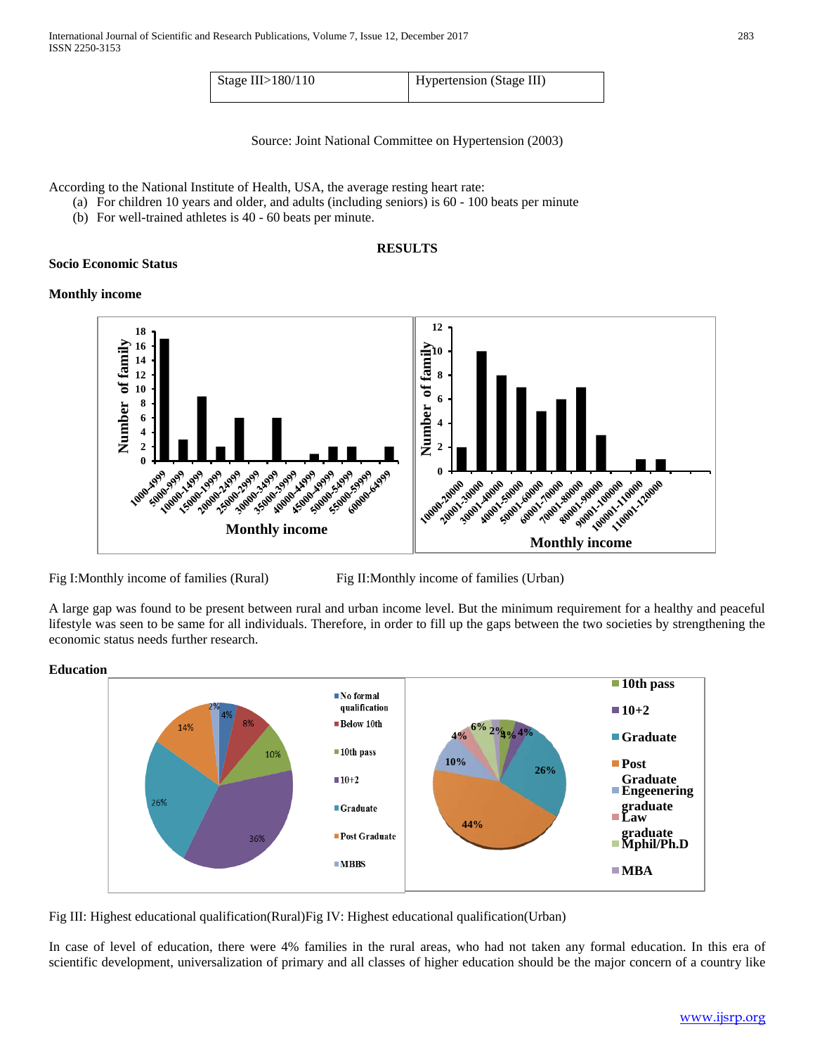| Stage III>180/110 | Hypertension (Stage III) |
|---|---|

Source: Joint National Committee on Hypertension (2003)

According to the National Institute of Health, USA, the average resting heart rate:

(a) For children 10 years and older, and adults (including seniors) is 60 - 100 beats per minute
(b) For well-trained athletes is 40 - 60 beats per minute.

## RESULTS

### Socio Economic Status

#### Monthly income

Fig I:Monthly income of families (Rural)

Fig II:Monthly income of families (Urban)

A large gap was found to be present between rural and urban income level. But the minimum requirement for a healthy and peaceful lifestyle was seen to be same for all individuals. Therefore, in order to fill up the gaps between the two societies by strengthening the economic status needs further research.

#### Education

Fig III: Highest educational qualification(Rural)Fig IV: Highest educational qualification(Urban)

In case of level of education, there were 4% families in the rural areas, who had not taken any formal education. In this era of scientific development, universalization of primary and all classes of higher education should be the major concern of a country like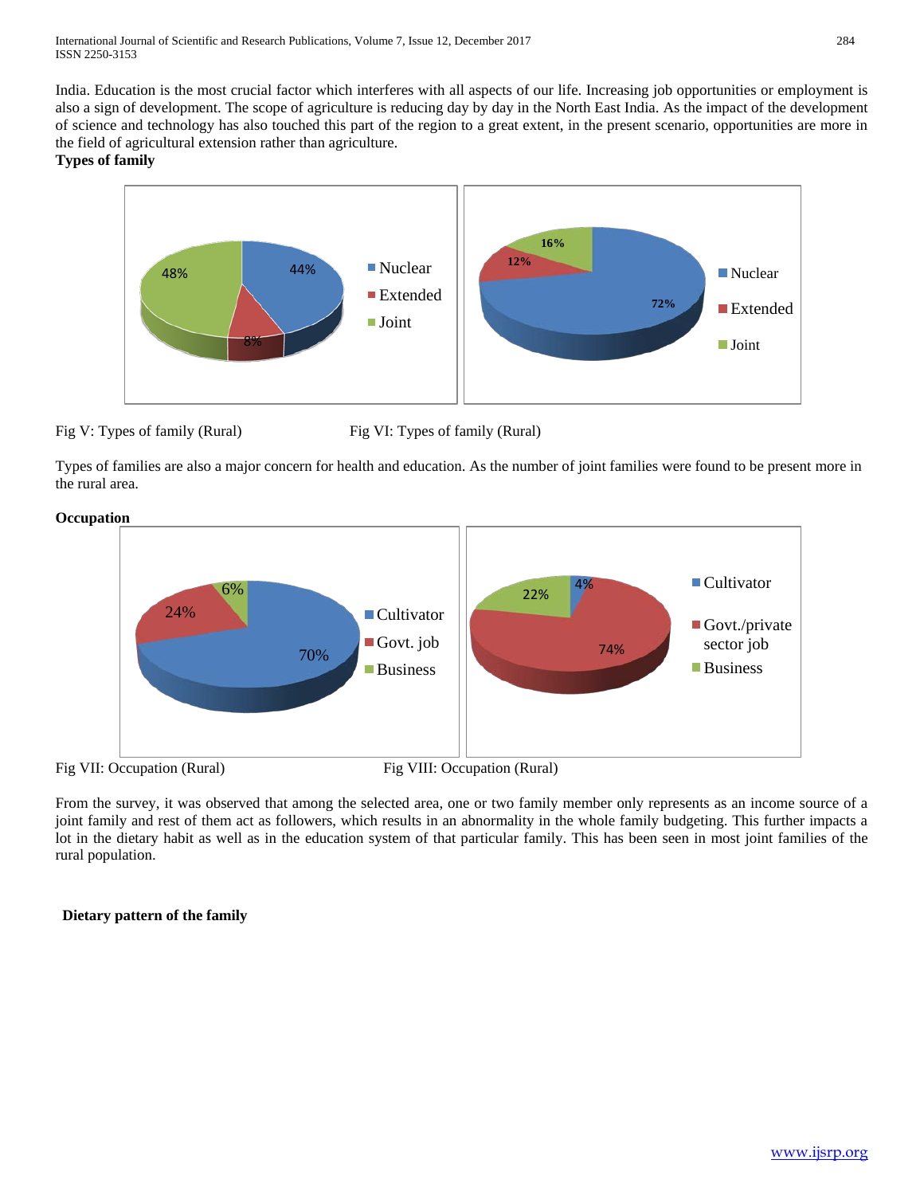India. Education is the most crucial factor which interferes with all aspects of our life. Increasing job opportunities or employment is also a sign of development. The scope of agriculture is reducing day by day in the North East India. As the impact of the development of science and technology has also touched this part of the region to a great extent, in the present scenario, opportunities are more in the field of agricultural extension rather than agriculture.

**Types of family**

Fig V: Types of family (Rural)

Fig VI: Types of family (Rural)

Types of families are also a major concern for health and education. As the number of joint families were found to be present more in the rural area.

**Occupation**

Fig VII: Occupation (Rural)

Fig VIII: Occupation (Rural)

From the survey, it was observed that among the selected area, one or two family member only represents as an income source of a joint family and rest of them act as followers, which results in an abnormality in the whole family budgeting. This further impacts a lot in the dietary habit as well as in the education system of that particular family. This has been seen in most joint families of the rural population.

**Dietary pattern of the family**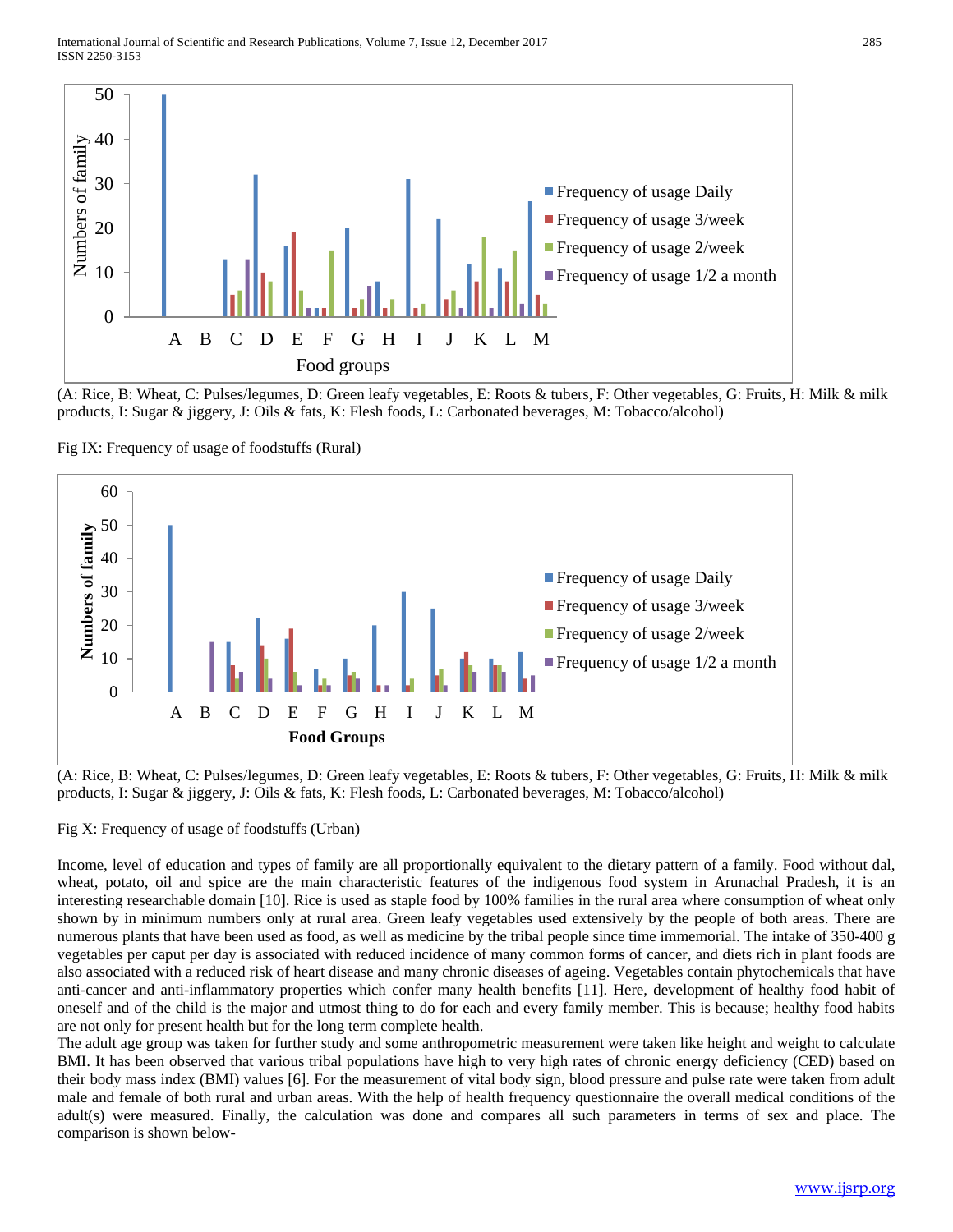(A: Rice, B: Wheat, C: Pulses/legumes, D: Green leafy vegetables, E: Roots & tubers, F: Other vegetables, G: Fruits, H: Milk & milk products, I: Sugar & jiggery, J: Oils & fats, K: Flesh foods, L: Carbonated beverages, M: Tobacco/alcohol)

Fig IX: Frequency of usage of foodstuffs (Rural)

(A: Rice, B: Wheat, C: Pulses/legumes, D: Green leafy vegetables, E: Roots & tubers, F: Other vegetables, G: Fruits, H: Milk & milk products, I: Sugar & jiggery, J: Oils & fats, K: Flesh foods, L: Carbonated beverages, M: Tobacco/alcohol)

Fig X: Frequency of usage of foodstuffs (Urban)

Income, level of education and types of family are all proportionally equivalent to the dietary pattern of a family. Food without dal, wheat, potato, oil and spice are the main characteristic features of the indigenous food system in Arunachal Pradesh, it is an interesting researchable domain [10]. Rice is used as staple food by 100% families in the rural area where consumption of wheat only shown by in minimum numbers only at rural area. Green leafy vegetables used extensively by the people of both areas. There are numerous plants that have been used as food, as well as medicine by the tribal people since time immemorial. The intake of 350-400 g vegetables per caput per day is associated with reduced incidence of many common forms of cancer, and diets rich in plant foods are also associated with a reduced risk of heart disease and many chronic diseases of ageing. Vegetables contain phytochemicals that have anti-cancer and anti-inflammatory properties which confer many health benefits [11]. Here, development of healthy food habit of oneself and of the child is the major and utmost thing to do for each and every family member. This is because; healthy food habits are not only for present health but for the long term complete health.

The adult age group was taken for further study and some anthropometric measurement were taken like height and weight to calculate BMI. It has been observed that various tribal populations have high to very high rates of chronic energy deficiency (CED) based on their body mass index (BMI) values [6]. For the measurement of vital body sign, blood pressure and pulse rate were taken from adult male and female of both rural and urban areas. With the help of health frequency questionnaire the overall medical conditions of the adult(s) were measured. Finally, the calculation was done and compares all such parameters in terms of sex and place. The comparison is shown below-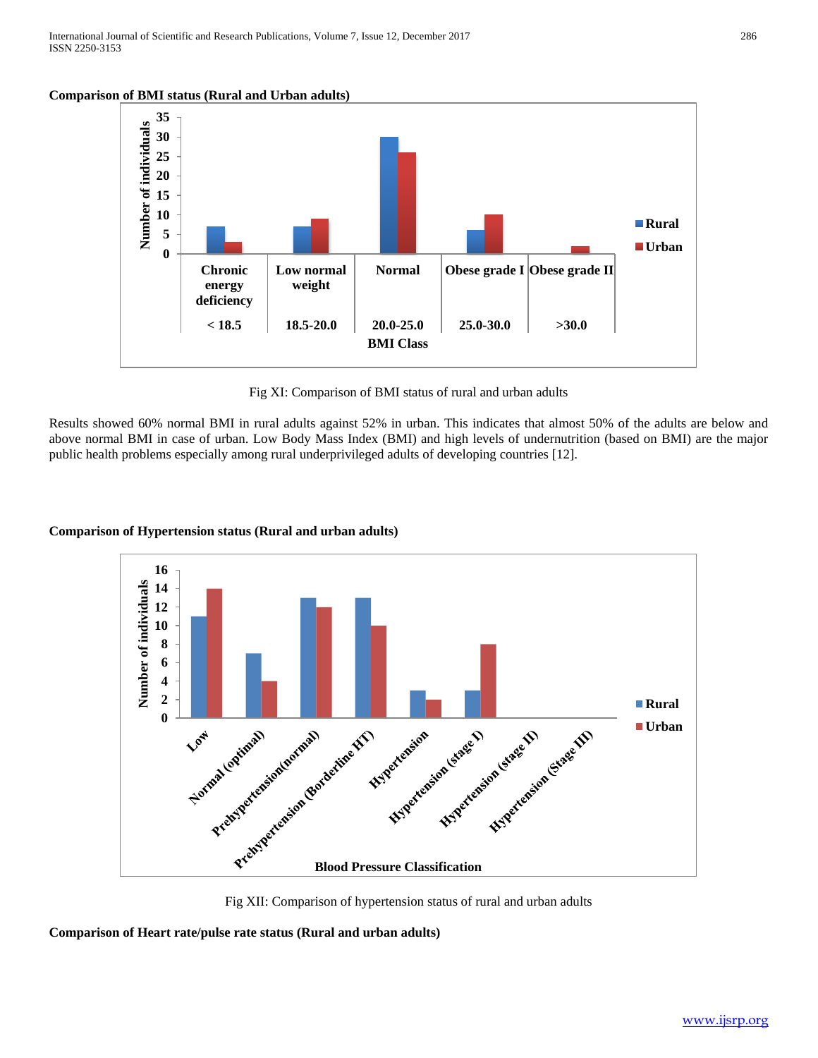**Comparison of BMI status (Rural and Urban adults)**

Fig XI: Comparison of BMI status of rural and urban adults

Results showed 60% normal BMI in rural adults against 52% in urban. This indicates that almost 50% of the adults are below and above normal BMI in case of urban. Low Body Mass Index (BMI) and high levels of undernutrition (based on BMI) are the major public health problems especially among rural underprivileged adults of developing countries [12].

**Comparison of Hypertension status (Rural and urban adults)**

Fig XII: Comparison of hypertension status of rural and urban adults

**Comparison of Heart rate/pulse rate status (Rural and urban adults)**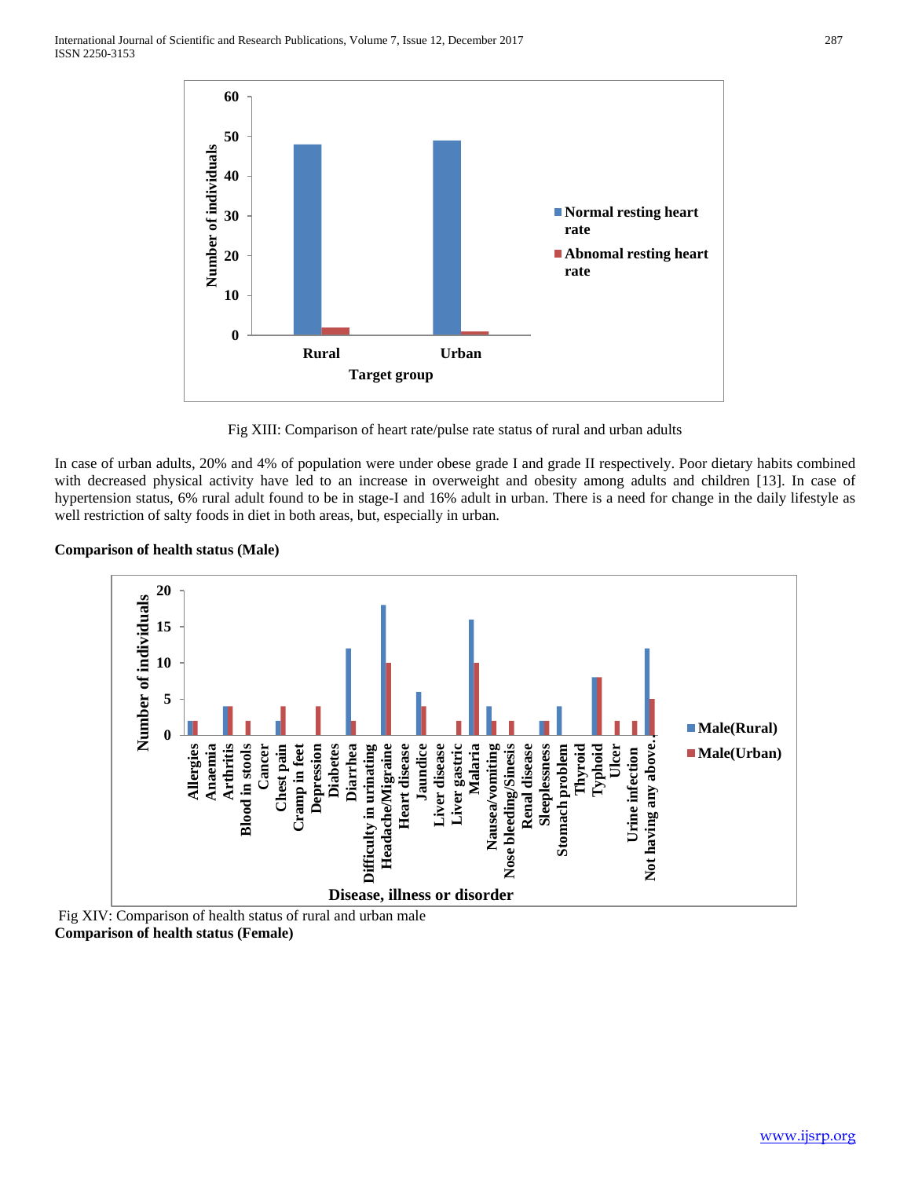Fig XIII: Comparison of heart rate/pulse rate status of rural and urban adults

In case of urban adults, 20% and 4% of population were under obese grade I and grade II respectively. Poor dietary habits combined with decreased physical activity have led to an increase in overweight and obesity among adults and children [13]. In case of hypertension status, 6% rural adult found to be in stage-I and 16% adult in urban. There is a need for change in the daily lifestyle as well restriction of salty foods in diet in both areas, but, especially in urban.

**Comparison of health status (Male)**

Fig XIV: Comparison of health status of rural and urban male

**Comparison of health status (Female)**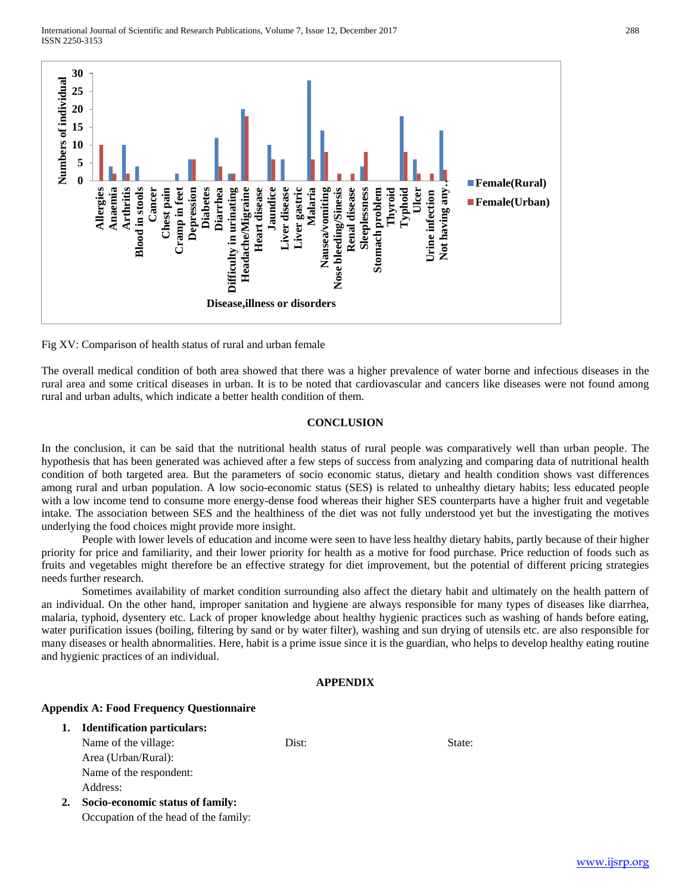Fig XV: Comparison of health status of rural and urban female

The overall medical condition of both area showed that there was a higher prevalence of water borne and infectious diseases in the rural area and some critical diseases in urban. It is to be noted that cardiovascular and cancers like diseases were not found among rural and urban adults, which indicate a better health condition of them.

## CONCLUSION

In the conclusion, it can be said that the nutritional health status of rural people was comparatively well than urban people. The hypothesis that has been generated was achieved after a few steps of success from analyzing and comparing data of nutritional health condition of both targeted area. But the parameters of socio economic status, dietary and health condition shows vast differences among rural and urban population. A low socio-economic status (SES) is related to unhealthy dietary habits; less educated people with a low income tend to consume more energy-dense food whereas their higher SES counterparts have a higher fruit and vegetable intake. The association between SES and the healthiness of the diet was not fully understood yet but the investigating the motives underlying the food choices might provide more insight.

People with lower levels of education and income were seen to have less healthy dietary habits, partly because of their higher priority for price and familiarity, and their lower priority for health as a motive for food purchase. Price reduction of foods such as fruits and vegetables might therefore be an effective strategy for diet improvement, but the potential of different pricing strategies needs further research.

Sometimes availability of market condition surrounding also affect the dietary habit and ultimately on the health pattern of an individual. On the other hand, improper sanitation and hygiene are always responsible for many types of diseases like diarrhea, malaria, typhoid, dysentery etc. Lack of proper knowledge about healthy hygienic practices such as washing of hands before eating, water purification issues (boiling, filtering by sand or by water filter), washing and sun drying of utensils etc. are also responsible for many diseases or health abnormalities. Here, habit is a prime issue since it is the guardian, who helps to develop healthy eating routine and hygienic practices of an individual.

## APPENDIX

### Appendix A: Food Frequency Questionnaire

1. **Identification particulars:**
   Name of the village: Dist: State:
   Area (Urban/Rural):
   Name of the respondent:
   Address:
2. **Socio-economic status of family:**
   Occupation of the head of the family: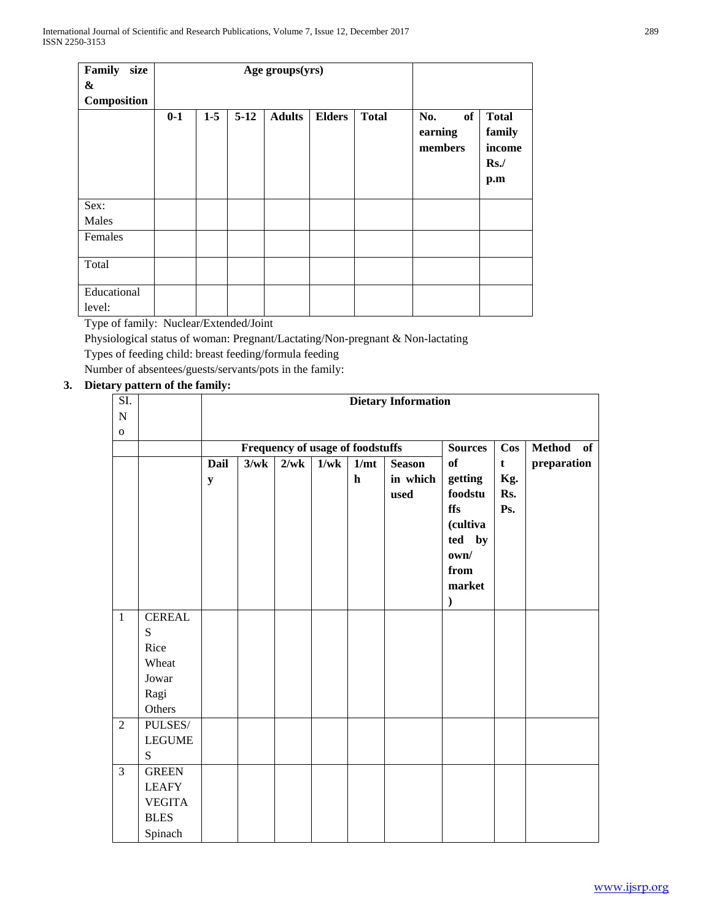| Family size & Composition | Age groups(yrs) | | | | | | | |
|---|---|---|---|---|---|---|---|---|
| | 0-1 | 1-5 | 5-12 | Adults | Elders | Total | No. of earning members | Total family income Rs./ p.m |
| Sex: Males | | | | | | | | |
| Females | | | | | | | | |
| Total | | | | | | | | |
| Educational level: | | | | | | | | |

Type of family: Nuclear/Extended/Joint

Physiological status of woman: Pregnant/Lactating/Non-pregnant & Non-lactating

Types of feeding child: breast feeding/formula feeding

Number of absentees/guests/servants/pots in the family:

**3. Dietary pattern of the family:**

| SI. No | | Dietary Information | | | | | | | | |
|---|---|---|---|---|---|---|---|---|---|---|
| | | Frequency of usage of foodstuffs | | | | | | Sources of getting foodstuffs (cultivated by own/ from market) | Cost Kg. Rs. Ps. | Method of preparation |
| | | Daily | 3/wk | 2/wk | 1/wk | 1/mth | Season in which used | | | |
| 1 | CEREALS Rice Wheat Jowar Ragi Others | | | | | | | | | |
| 2 | PULSES/ LEGUMES | | | | | | | | | |
| 3 | GREEN LEAFY VEGITABLES Spinach | | | | | | | | | |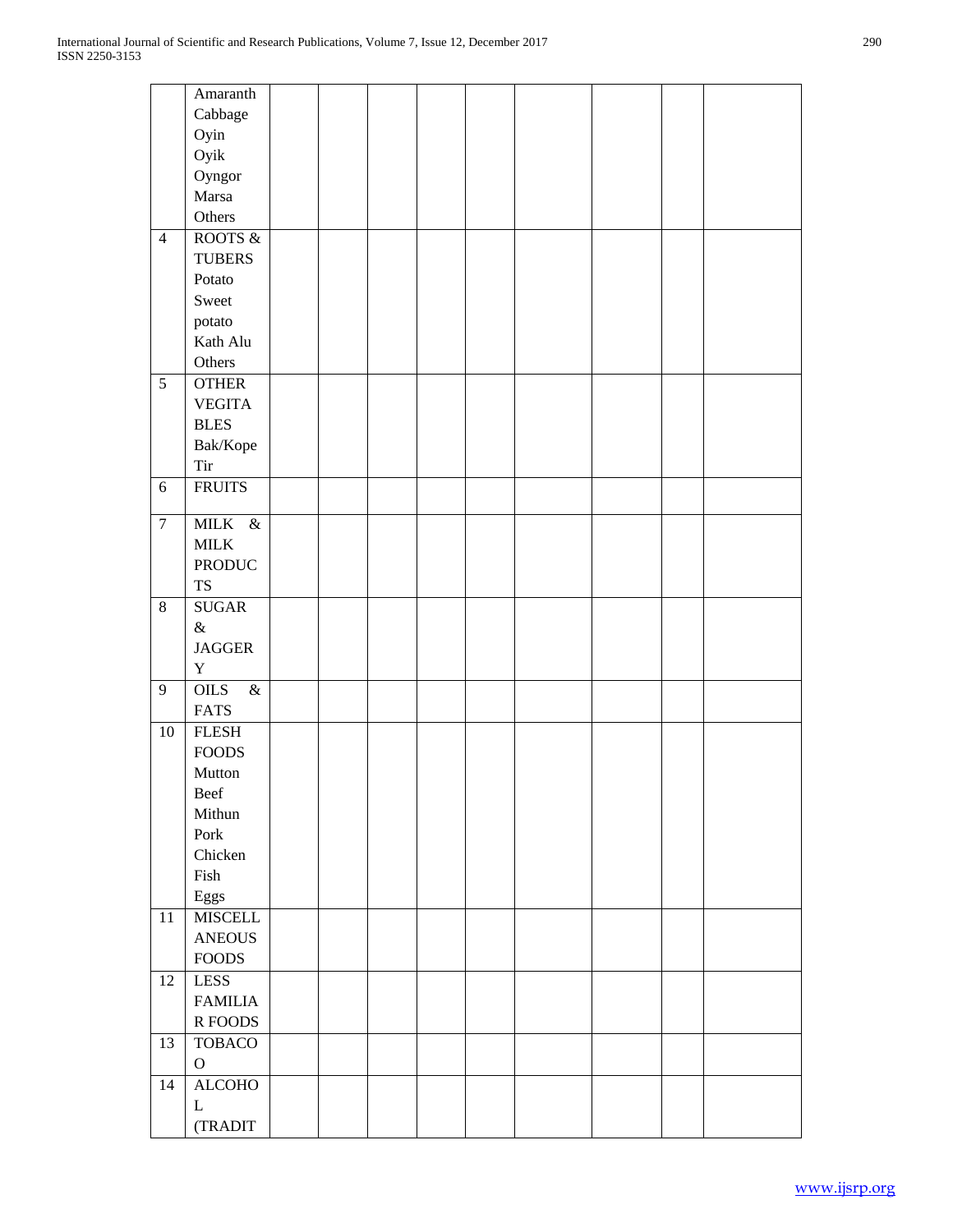|  |  |  |  |  |  |  |  |  |  |
|---|---|---|---|---|---|---|---|---|---|
|  | Amaranth<br>Cabbage<br>Oyin<br>Oyik<br>Oyngor<br>Marsa<br>Others |  |  |  |  |  |  |  |  |
| 4 | ROOTS & TUBERS<br>Potato<br>Sweet potato<br>Kath Alu<br>Others |  |  |  |  |  |  |  |  |
| 5 | OTHER VEGITABLES<br>Bak/Kope Tir |  |  |  |  |  |  |  |  |
| 6 | FRUITS |  |  |  |  |  |  |  |  |
| 7 | MILK & MILK PRODUCTS |  |  |  |  |  |  |  |  |
| 8 | SUGAR & JAGGERY |  |  |  |  |  |  |  |  |
| 9 | OILS & FATS |  |  |  |  |  |  |  |  |
| 10 | FLESH FOODS<br>Mutton<br>Beef<br>Mithun<br>Pork<br>Chicken<br>Fish<br>Eggs |  |  |  |  |  |  |  |  |
| 11 | MISCELLANEOUS FOODS |  |  |  |  |  |  |  |  |
| 12 | LESS FAMILIAR FOODS |  |  |  |  |  |  |  |  |
| 13 | TOBACO |  |  |  |  |  |  |  |  |
| 14 | ALCOHOL (TRADIT |  |  |  |  |  |  |  |  |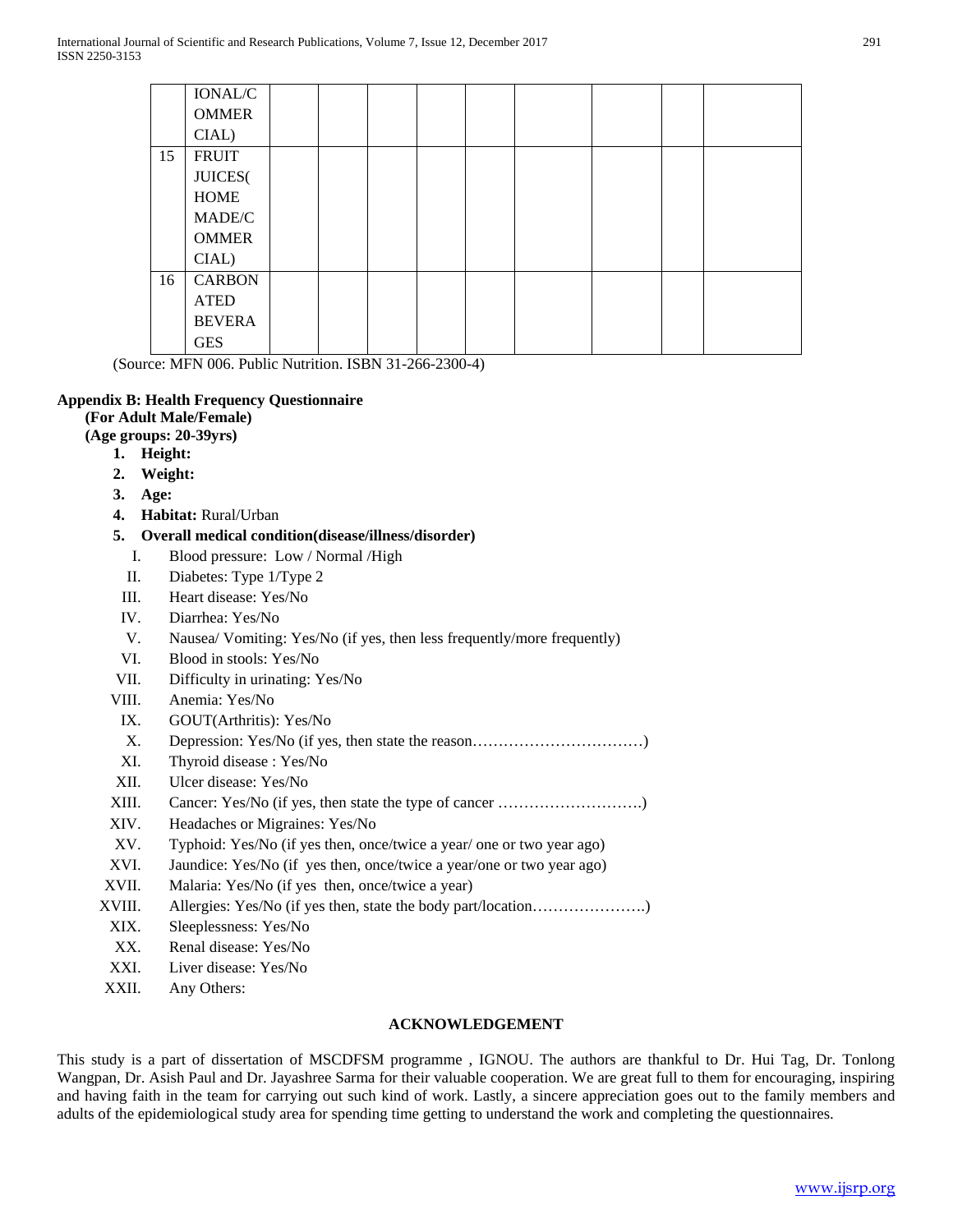| | IONAL/COMMERCIAL) | | | | | | | | | |
|---|---|---|---|---|---|---|---|---|---|---|
| 15 | FRUIT JUICES(HOME MADE/COMMERCIAL) | | | | | | | | | |
| 16 | CARBONATED BEVERAGES | | | | | | | | | |

(Source: MFN 006. Public Nutrition. ISBN 31-266-2300-4)

**Appendix B: Health Frequency Questionnaire**

**(For Adult Male/Female)**

**(Age groups: 20-39yrs)**

1. **Height:**
2. **Weight:**
3. **Age:**
4. **Habitat:** Rural/Urban
5. **Overall medical condition(disease/illness/disorder)**

    I. Blood pressure: Low / Normal /High
    
    II. Diabetes: Type 1/Type 2
    
    III. Heart disease: Yes/No
    
    IV. Diarrhea: Yes/No
    
    V. Nausea/ Vomiting: Yes/No (if yes, then less frequently/more frequently)
    
    VI. Blood in stools: Yes/No
    
    VII. Difficulty in urinating: Yes/No
    
    VIII. Anemia: Yes/No
    
    IX. GOUT(Arthritis): Yes/No
    
    X. Depression: Yes/No (if yes, then state the reason……………………………)
    
    XI. Thyroid disease : Yes/No
    
    XII. Ulcer disease: Yes/No
    
    XIII. Cancer: Yes/No (if yes, then state the type of cancer ……………………….)
    
    XIV. Headaches or Migraines: Yes/No
    
    XV. Typhoid: Yes/No (if yes then, once/twice a year/ one or two year ago)
    
    XVI. Jaundice: Yes/No (if yes then, once/twice a year/one or two year ago)
    
    XVII. Malaria: Yes/No (if yes then, once/twice a year)
    
    XVIII. Allergies: Yes/No (if yes then, state the body part/location………………….)
    
    XIX. Sleeplessness: Yes/No
    
    XX. Renal disease: Yes/No
    
    XXI. Liver disease: Yes/No
    
    XXII. Any Others:

## ACKNOWLEDGEMENT

This study is a part of dissertation of MSCDFSM programme , IGNOU. The authors are thankful to Dr. Hui Tag, Dr. Tonlong Wangpan, Dr. Asish Paul and Dr. Jayashree Sarma for their valuable cooperation. We are great full to them for encouraging, inspiring and having faith in the team for carrying out such kind of work. Lastly, a sincere appreciation goes out to the family members and adults of the epidemiological study area for spending time getting to understand the work and completing the questionnaires.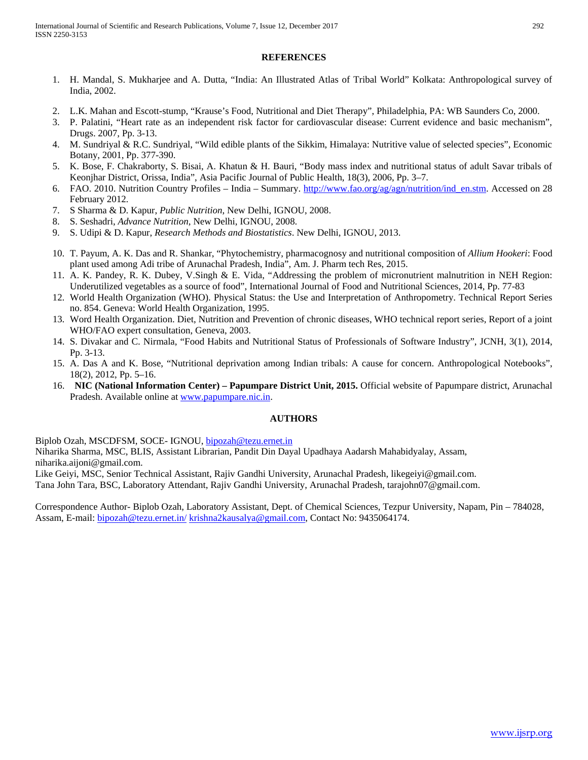## REFERENCES

1. H. Mandal, S. Mukharjee and A. Dutta, "India: An Illustrated Atlas of Tribal World" Kolkata: Anthropological survey of India, 2002.
2. L.K. Mahan and Escott-stump, "Krause's Food, Nutritional and Diet Therapy", Philadelphia, PA: WB Saunders Co, 2000.
3. P. Palatini, "Heart rate as an independent risk factor for cardiovascular disease: Current evidence and basic mechanism", Drugs. 2007, Pp. 3-13.
4. M. Sundriyal & R.C. Sundriyal, "Wild edible plants of the Sikkim, Himalaya: Nutritive value of selected species", Economic Botany, 2001, Pp. 377-390.
5. K. Bose, F. Chakraborty, S. Bisai, A. Khatun & H. Bauri, "Body mass index and nutritional status of adult Savar tribals of Keonjhar District, Orissa, India", Asia Pacific Journal of Public Health, 18(3), 2006, Pp. 3–7.
6. FAO. 2010. Nutrition Country Profiles – India – Summary. http://www.fao.org/ag/agn/nutrition/ind_en.stm. Accessed on 28 February 2012.
7. S Sharma & D. Kapur, *Public Nutrition*, New Delhi, IGNOU, 2008.
8. S. Seshadri, *Advance Nutrition*, New Delhi, IGNOU, 2008.
9. S. Udipi & D. Kapur, *Research Methods and Biostatistics*. New Delhi, IGNOU, 2013.
10. T. Payum, A. K. Das and R. Shankar, "Phytochemistry, pharmacognosy and nutritional composition of *Allium Hookeri*: Food plant used among Adi tribe of Arunachal Pradesh, India", Am. J. Pharm tech Res, 2015.
11. A. K. Pandey, R. K. Dubey, V.Singh & E. Vida, "Addressing the problem of micronutrient malnutrition in NEH Region: Underutilized vegetables as a source of food", International Journal of Food and Nutritional Sciences, 2014, Pp. 77-83
12. World Health Organization (WHO). Physical Status: the Use and Interpretation of Anthropometry. Technical Report Series no. 854. Geneva: World Health Organization, 1995.
13. Word Health Organization. Diet, Nutrition and Prevention of chronic diseases, WHO technical report series, Report of a joint WHO/FAO expert consultation, Geneva, 2003.
14. S. Divakar and C. Nirmala, "Food Habits and Nutritional Status of Professionals of Software Industry", JCNH, 3(1), 2014, Pp. 3-13.
15. A. Das A and K. Bose, "Nutritional deprivation among Indian tribals: A cause for concern. Anthropological Notebooks", 18(2), 2012, Pp. 5–16.
16. **NIC (National Information Center) – Papumpare District Unit, 2015.** Official website of Papumpare district, Arunachal Pradesh. Available online at www.papumpare.nic.in.

## AUTHORS

Biplob Ozah, MSCDFSM, SOCE- IGNOU, bipozah@tezu.ernet.in
Niharika Sharma, MSC, BLIS, Assistant Librarian, Pandit Din Dayal Upadhaya Aadarsh Mahabidyalay, Assam, niharika.aijoni@gmail.com.
Like Geiyi, MSC, Senior Technical Assistant, Rajiv Gandhi University, Arunachal Pradesh, likegeiyi@gmail.com.
Tana John Tara, BSC, Laboratory Attendant, Rajiv Gandhi University, Arunachal Pradesh, tarajohn07@gmail.com.

Correspondence Author- Biplob Ozah, Laboratory Assistant, Dept. of Chemical Sciences, Tezpur University, Napam, Pin – 784028, Assam, E-mail: bipozah@tezu.ernet.in/ krishna2kausalya@gmail.com, Contact No: 9435064174.